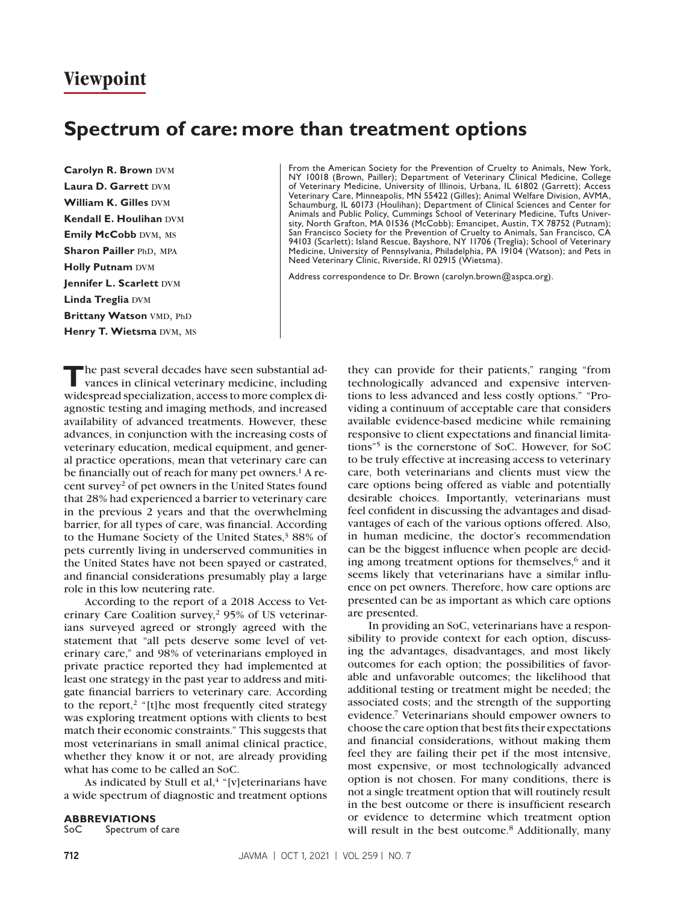# Viewpoint

## Spectrum of care: more than treatment options

**Carolyn R. Brown** DVM
**Laura D. Garrett** DVM
**William K. Gilles** DVM
**Kendall E. Houlihan** DVM
**Emily McCobb** DVM, MS
**Sharon Pailler** PhD, MPA
**Holly Putnam** DVM
**Jennifer L. Scarlett** DVM
**Linda Treglia** DVM
**Brittany Watson** VMD, PhD
**Henry T. Wietsma** DVM, MS

From the American Society for the Prevention of Cruelty to Animals, New York, NY 10018 (Brown, Pailler); Department of Veterinary Clinical Medicine, College of Veterinary Medicine, University of Illinois, Urbana, IL 61802 (Garrett); Access Veterinary Care, Minneapolis, MN 55422 (Gilles); Animal Welfare Division, AVMA, Schaumburg, IL 60173 (Houlihan); Department of Clinical Sciences and Center for Animals and Public Policy, Cummings School of Veterinary Medicine, Tufts University, North Grafton, MA 01536 (McCobb); Emancipet, Austin, TX 78752 (Putnam); San Francisco Society for the Prevention of Cruelty to Animals, San Francisco, CA 94103 (Scarlett); Island Rescue, Bayshore, NY 11706 (Treglia); School of Veterinary Medicine, University of Pennsylvania, Philadelphia, PA 19104 (Watson); and Pets in Need Veterinary Clinic, Riverside, RI 02915 (Wietsma).

Address correspondence to Dr. Brown (carolyn.brown@aspca.org).

The past several decades have seen substantial advances in clinical veterinary medicine, including widespread specialization, access to more complex diagnostic testing and imaging methods, and increased availability of advanced treatments. However, these advances, in conjunction with the increasing costs of veterinary education, medical equipment, and general practice operations, mean that veterinary care can be financially out of reach for many pet owners.[1] A recent survey[2] of pet owners in the United States found that 28% had experienced a barrier to veterinary care in the previous 2 years and that the overwhelming barrier, for all types of care, was financial. According to the Humane Society of the United States,[3] 88% of pets currently living in underserved communities in the United States have not been spayed or castrated, and financial considerations presumably play a large role in this low neutering rate.

According to the report of a 2018 Access to Veterinary Care Coalition survey,[2] 95% of US veterinarians surveyed agreed or strongly agreed with the statement that "all pets deserve some level of veterinary care," and 98% of veterinarians employed in private practice reported they had implemented at least one strategy in the past year to address and mitigate financial barriers to veterinary care. According to the report,[2] "[t]he most frequently cited strategy was exploring treatment options with clients to best match their economic constraints." This suggests that most veterinarians in small animal clinical practice, whether they know it or not, are already providing what has come to be called an SoC.

As indicated by Stull et al,[4] "[v]eterinarians have a wide spectrum of diagnostic and treatment options they can provide for their patients," ranging "from technologically advanced and expensive interventions to less advanced and less costly options." "Providing a continuum of acceptable care that considers available evidence-based medicine while remaining responsive to client expectations and financial limitations"[5] is the cornerstone of SoC. However, for SoC to be truly effective at increasing access to veterinary care, both veterinarians and clients must view the care options being offered as viable and potentially desirable choices. Importantly, veterinarians must feel confident in discussing the advantages and disadvantages of each of the various options offered. Also, in human medicine, the doctor's recommendation can be the biggest influence when people are deciding among treatment options for themselves,[6] and it seems likely that veterinarians have a similar influence on pet owners. Therefore, how care options are presented can be as important as which care options are presented.

In providing an SoC, veterinarians have a responsibility to provide context for each option, discussing the advantages, disadvantages, and most likely outcomes for each option; the possibilities of favorable and unfavorable outcomes; the likelihood that additional testing or treatment might be needed; the associated costs; and the strength of the supporting evidence.[7] Veterinarians should empower owners to choose the care option that best fits their expectations and financial considerations, without making them feel they are failing their pet if the most intensive, most expensive, or most technologically advanced option is not chosen. For many conditions, there is not a single treatment option that will routinely result in the best outcome or there is insufficient research or evidence to determine which treatment option will result in the best outcome.[8] Additionally, many

**ABBREVIATIONS**
SoC Spectrum of care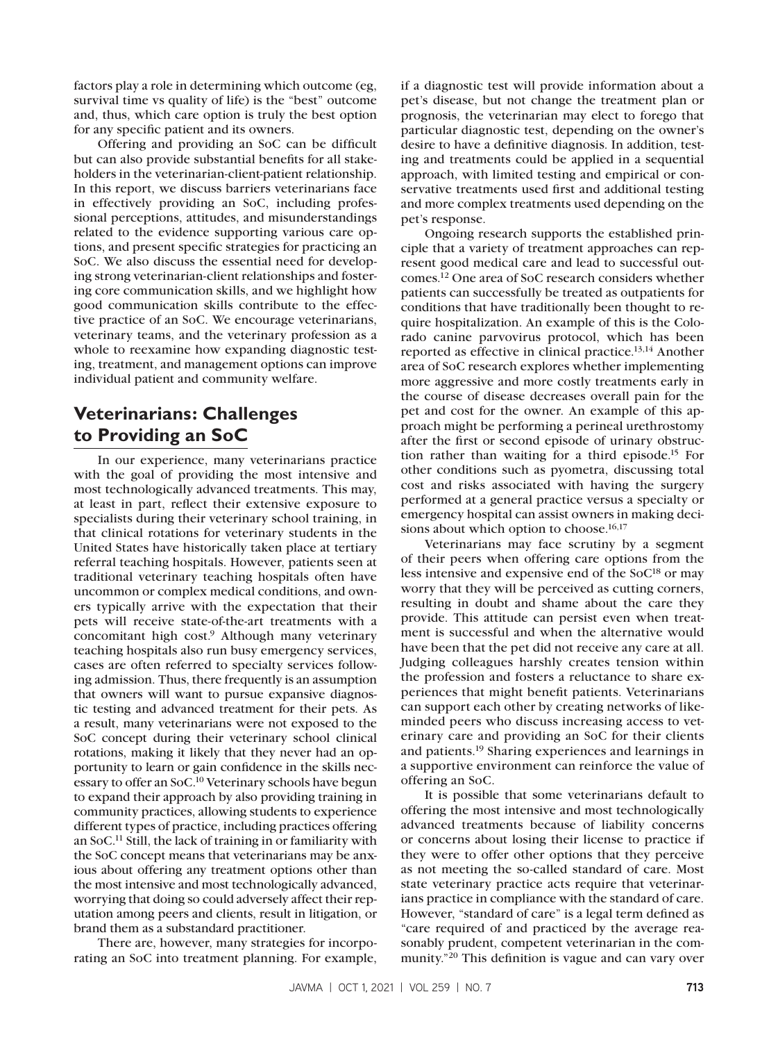factors play a role in determining which outcome (eg, survival time vs quality of life) is the "best" outcome and, thus, which care option is truly the best option for any specific patient and its owners.

Offering and providing an SoC can be difficult but can also provide substantial benefits for all stakeholders in the veterinarian-client-patient relationship. In this report, we discuss barriers veterinarians face in effectively providing an SoC, including professional perceptions, attitudes, and misunderstandings related to the evidence supporting various care options, and present specific strategies for practicing an SoC. We also discuss the essential need for developing strong veterinarian-client relationships and fostering core communication skills, and we highlight how good communication skills contribute to the effective practice of an SoC. We encourage veterinarians, veterinary teams, and the veterinary profession as a whole to reexamine how expanding diagnostic testing, treatment, and management options can improve individual patient and community welfare.

## Veterinarians: Challenges to Providing an SoC

In our experience, many veterinarians practice with the goal of providing the most intensive and most technologically advanced treatments. This may, at least in part, reflect their extensive exposure to specialists during their veterinary school training, in that clinical rotations for veterinary students in the United States have historically taken place at tertiary referral teaching hospitals. However, patients seen at traditional veterinary teaching hospitals often have uncommon or complex medical conditions, and owners typically arrive with the expectation that their pets will receive state-of-the-art treatments with a concomitant high cost.[9] Although many veterinary teaching hospitals also run busy emergency services, cases are often referred to specialty services following admission. Thus, there frequently is an assumption that owners will want to pursue expansive diagnostic testing and advanced treatment for their pets. As a result, many veterinarians were not exposed to the SoC concept during their veterinary school clinical rotations, making it likely that they never had an opportunity to learn or gain confidence in the skills necessary to offer an SoC.[10] Veterinary schools have begun to expand their approach by also providing training in community practices, allowing students to experience different types of practice, including practices offering an SoC.[11] Still, the lack of training in or familiarity with the SoC concept means that veterinarians may be anxious about offering any treatment options other than the most intensive and most technologically advanced, worrying that doing so could adversely affect their reputation among peers and clients, result in litigation, or brand them as a substandard practitioner.

There are, however, many strategies for incorporating an SoC into treatment planning. For example, if a diagnostic test will provide information about a pet's disease, but not change the treatment plan or prognosis, the veterinarian may elect to forego that particular diagnostic test, depending on the owner's desire to have a definitive diagnosis. In addition, testing and treatments could be applied in a sequential approach, with limited testing and empirical or conservative treatments used first and additional testing and more complex treatments used depending on the pet's response.

Ongoing research supports the established principle that a variety of treatment approaches can represent good medical care and lead to successful outcomes.[12] One area of SoC research considers whether patients can successfully be treated as outpatients for conditions that have traditionally been thought to require hospitalization. An example of this is the Colorado canine parvovirus protocol, which has been reported as effective in clinical practice.[13,14] Another area of SoC research explores whether implementing more aggressive and more costly treatments early in the course of disease decreases overall pain for the pet and cost for the owner. An example of this approach might be performing a perineal urethrostomy after the first or second episode of urinary obstruction rather than waiting for a third episode.[15] For other conditions such as pyometra, discussing total cost and risks associated with having the surgery performed at a general practice versus a specialty or emergency hospital can assist owners in making decisions about which option to choose.[16,17]

Veterinarians may face scrutiny by a segment of their peers when offering care options from the less intensive and expensive end of the SoC[18] or may worry that they will be perceived as cutting corners, resulting in doubt and shame about the care they provide. This attitude can persist even when treatment is successful and when the alternative would have been that the pet did not receive any care at all. Judging colleagues harshly creates tension within the profession and fosters a reluctance to share experiences that might benefit patients. Veterinarians can support each other by creating networks of like-minded peers who discuss increasing access to veterinary care and providing an SoC for their clients and patients.[19] Sharing experiences and learnings in a supportive environment can reinforce the value of offering an SoC.

It is possible that some veterinarians default to offering the most intensive and most technologically advanced treatments because of liability concerns or concerns about losing their license to practice if they were to offer other options that they perceive as not meeting the so-called standard of care. Most state veterinary practice acts require that veterinarians practice in compliance with the standard of care. However, "standard of care" is a legal term defined as "care required of and practiced by the average reasonably prudent, competent veterinarian in the community."[20] This definition is vague and can vary over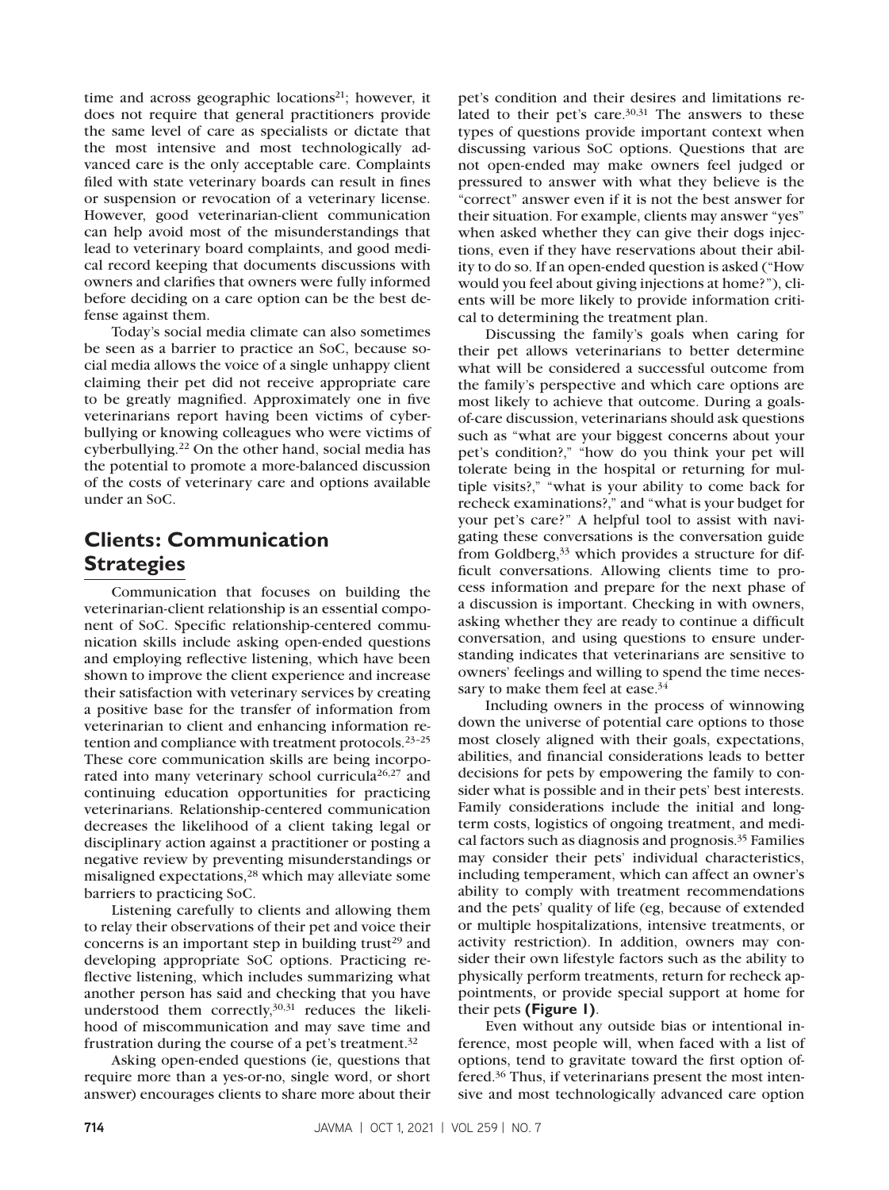time and across geographic locations[21]; however, it does not require that general practitioners provide the same level of care as specialists or dictate that the most intensive and most technologically advanced care is the only acceptable care. Complaints filed with state veterinary boards can result in fines or suspension or revocation of a veterinary license. However, good veterinarian-client communication can help avoid most of the misunderstandings that lead to veterinary board complaints, and good medical record keeping that documents discussions with owners and clarifies that owners were fully informed before deciding on a care option can be the best defense against them.

Today's social media climate can also sometimes be seen as a barrier to practice an SoC, because social media allows the voice of a single unhappy client claiming their pet did not receive appropriate care to be greatly magnified. Approximately one in five veterinarians report having been victims of cyberbullying or knowing colleagues who were victims of cyberbullying.[22] On the other hand, social media has the potential to promote a more-balanced discussion of the costs of veterinary care and options available under an SoC.

## Clients: Communication Strategies

Communication that focuses on building the veterinarian-client relationship is an essential component of SoC. Specific relationship-centered communication skills include asking open-ended questions and employing reflective listening, which have been shown to improve the client experience and increase their satisfaction with veterinary services by creating a positive base for the transfer of information from veterinarian to client and enhancing information retention and compliance with treatment protocols.[23–25] These core communication skills are being incorporated into many veterinary school curricula[26,27] and continuing education opportunities for practicing veterinarians. Relationship-centered communication decreases the likelihood of a client taking legal or disciplinary action against a practitioner or posting a negative review by preventing misunderstandings or misaligned expectations,[28] which may alleviate some barriers to practicing SoC.

Listening carefully to clients and allowing them to relay their observations of their pet and voice their concerns is an important step in building trust[29] and developing appropriate SoC options. Practicing reflective listening, which includes summarizing what another person has said and checking that you have understood them correctly,[30,31] reduces the likelihood of miscommunication and may save time and frustration during the course of a pet's treatment.[32]

Asking open-ended questions (ie, questions that require more than a yes-or-no, single word, or short answer) encourages clients to share more about their pet's condition and their desires and limitations related to their pet's care.[30,31] The answers to these types of questions provide important context when discussing various SoC options. Questions that are not open-ended may make owners feel judged or pressured to answer with what they believe is the "correct" answer even if it is not the best answer for their situation. For example, clients may answer "yes" when asked whether they can give their dogs injections, even if they have reservations about their ability to do so. If an open-ended question is asked ("How would you feel about giving injections at home?"), clients will be more likely to provide information critical to determining the treatment plan.

Discussing the family's goals when caring for their pet allows veterinarians to better determine what will be considered a successful outcome from the family's perspective and which care options are most likely to achieve that outcome. During a goals-of-care discussion, veterinarians should ask questions such as "what are your biggest concerns about your pet's condition?," "how do you think your pet will tolerate being in the hospital or returning for multiple visits?," "what is your ability to come back for recheck examinations?," and "what is your budget for your pet's care?" A helpful tool to assist with navigating these conversations is the conversation guide from Goldberg,[33] which provides a structure for difficult conversations. Allowing clients time to process information and prepare for the next phase of a discussion is important. Checking in with owners, asking whether they are ready to continue a difficult conversation, and using questions to ensure understanding indicates that veterinarians are sensitive to owners' feelings and willing to spend the time necessary to make them feel at ease.[34]

Including owners in the process of winnowing down the universe of potential care options to those most closely aligned with their goals, expectations, abilities, and financial considerations leads to better decisions for pets by empowering the family to consider what is possible and in their pets' best interests. Family considerations include the initial and long-term costs, logistics of ongoing treatment, and medical factors such as diagnosis and prognosis.[35] Families may consider their pets' individual characteristics, including temperament, which can affect an owner's ability to comply with treatment recommendations and the pets' quality of life (eg, because of extended or multiple hospitalizations, intensive treatments, or activity restriction). In addition, owners may consider their own lifestyle factors such as the ability to physically perform treatments, return for recheck appointments, or provide special support at home for their pets **(Figure 1)**.

Even without any outside bias or intentional inference, most people will, when faced with a list of options, tend to gravitate toward the first option offered.[36] Thus, if veterinarians present the most intensive and most technologically advanced care option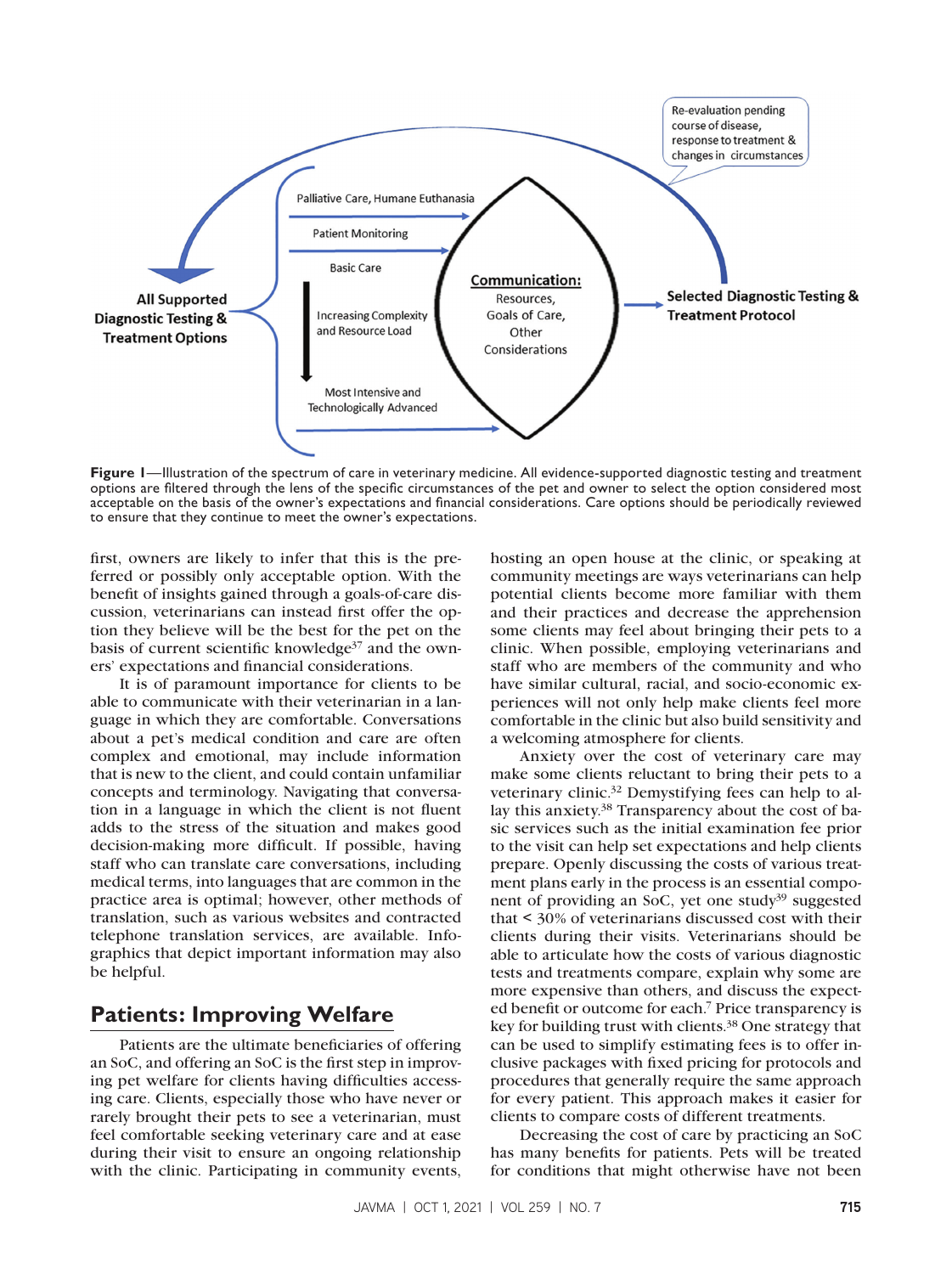Figure 1—Illustration of the spectrum of care in veterinary medicine. All evidence-supported diagnostic testing and treatment options are filtered through the lens of the specific circumstances of the pet and owner to select the option considered most acceptable on the basis of the owner's expectations and financial considerations. Care options should be periodically reviewed to ensure that they continue to meet the owner's expectations.

first, owners are likely to infer that this is the preferred or possibly only acceptable option. With the benefit of insights gained through a goals-of-care discussion, veterinarians can instead first offer the option they believe will be the best for the pet on the basis of current scientific knowledge[37] and the owners' expectations and financial considerations.

It is of paramount importance for clients to be able to communicate with their veterinarian in a language in which they are comfortable. Conversations about a pet's medical condition and care are often complex and emotional, may include information that is new to the client, and could contain unfamiliar concepts and terminology. Navigating that conversation in a language in which the client is not fluent adds to the stress of the situation and makes good decision-making more difficult. If possible, having staff who can translate care conversations, including medical terms, into languages that are common in the practice area is optimal; however, other methods of translation, such as various websites and contracted telephone translation services, are available. Infographics that depict important information may also be helpful.

## Patients: Improving Welfare

Patients are the ultimate beneficiaries of offering an SoC, and offering an SoC is the first step in improving pet welfare for clients having difficulties accessing care. Clients, especially those who have never or rarely brought their pets to see a veterinarian, must feel comfortable seeking veterinary care and at ease during their visit to ensure an ongoing relationship with the clinic. Participating in community events, hosting an open house at the clinic, or speaking at community meetings are ways veterinarians can help potential clients become more familiar with them and their practices and decrease the apprehension some clients may feel about bringing their pets to a clinic. When possible, employing veterinarians and staff who are members of the community and who have similar cultural, racial, and socio-economic experiences will not only help make clients feel more comfortable in the clinic but also build sensitivity and a welcoming atmosphere for clients.

Anxiety over the cost of veterinary care may make some clients reluctant to bring their pets to a veterinary clinic.[32] Demystifying fees can help to allay this anxiety.[38] Transparency about the cost of basic services such as the initial examination fee prior to the visit can help set expectations and help clients prepare. Openly discussing the costs of various treatment plans early in the process is an essential component of providing an SoC, yet one study[39] suggested that < 30% of veterinarians discussed cost with their clients during their visits. Veterinarians should be able to articulate how the costs of various diagnostic tests and treatments compare, explain why some are more expensive than others, and discuss the expected benefit or outcome for each.[7] Price transparency is key for building trust with clients.[38] One strategy that can be used to simplify estimating fees is to offer inclusive packages with fixed pricing for protocols and procedures that generally require the same approach for every patient. This approach makes it easier for clients to compare costs of different treatments.

Decreasing the cost of care by practicing an SoC has many benefits for patients. Pets will be treated for conditions that might otherwise have not been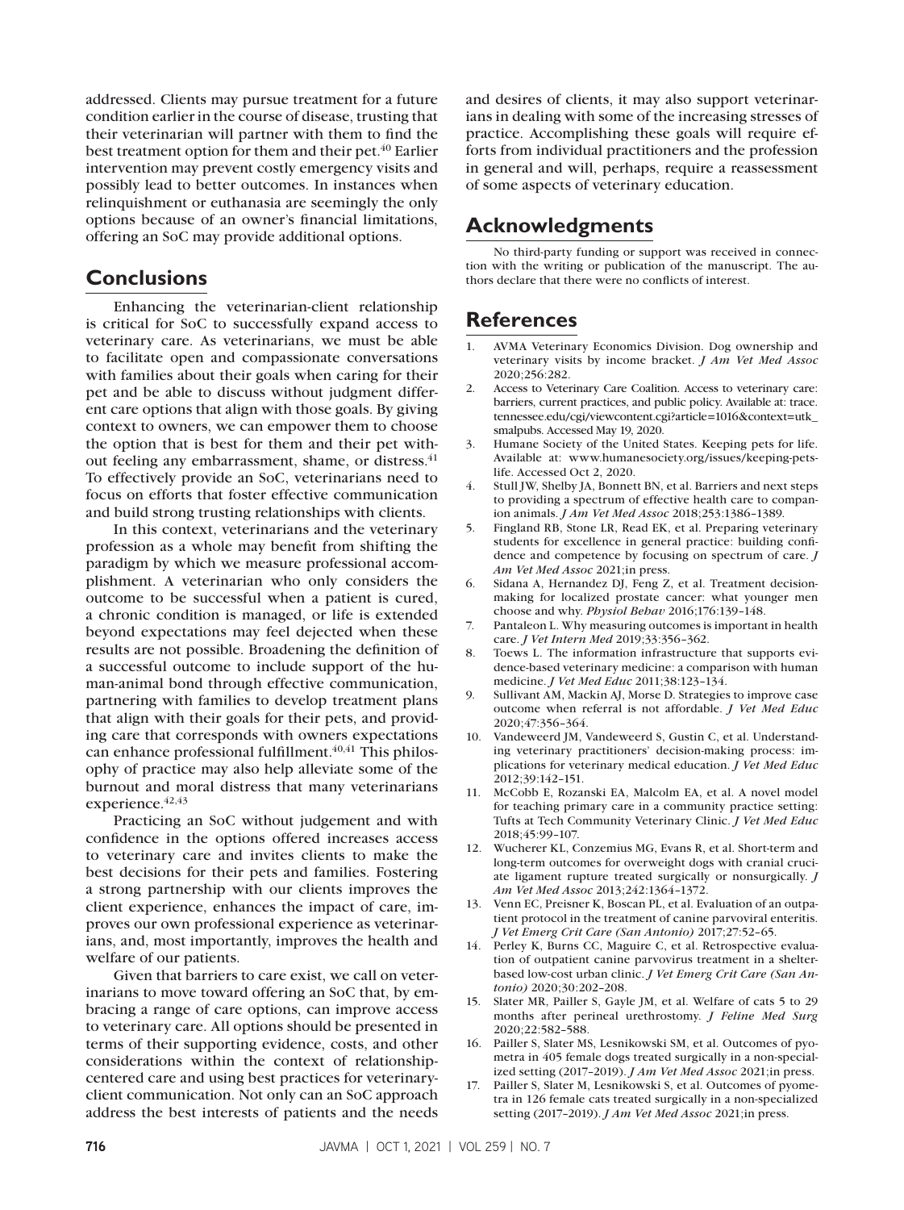addressed. Clients may pursue treatment for a future condition earlier in the course of disease, trusting that their veterinarian will partner with them to find the best treatment option for them and their pet.[40] Earlier intervention may prevent costly emergency visits and possibly lead to better outcomes. In instances when relinquishment or euthanasia are seemingly the only options because of an owner's financial limitations, offering an SoC may provide additional options.

## Conclusions

Enhancing the veterinarian-client relationship is critical for SoC to successfully expand access to veterinary care. As veterinarians, we must be able to facilitate open and compassionate conversations with families about their goals when caring for their pet and be able to discuss without judgment different care options that align with those goals. By giving context to owners, we can empower them to choose the option that is best for them and their pet without feeling any embarrassment, shame, or distress.[41] To effectively provide an SoC, veterinarians need to focus on efforts that foster effective communication and build strong trusting relationships with clients.

In this context, veterinarians and the veterinary profession as a whole may benefit from shifting the paradigm by which we measure professional accomplishment. A veterinarian who only considers the outcome to be successful when a patient is cured, a chronic condition is managed, or life is extended beyond expectations may feel dejected when these results are not possible. Broadening the definition of a successful outcome to include support of the human-animal bond through effective communication, partnering with families to develop treatment plans that align with their goals for their pets, and providing care that corresponds with owners expectations can enhance professional fulfillment.[40,41] This philosophy of practice may also help alleviate some of the burnout and moral distress that many veterinarians experience.[42,43]

Practicing an SoC without judgement and with confidence in the options offered increases access to veterinary care and invites clients to make the best decisions for their pets and families. Fostering a strong partnership with our clients improves the client experience, enhances the impact of care, improves our own professional experience as veterinarians, and, most importantly, improves the health and welfare of our patients.

Given that barriers to care exist, we call on veterinarians to move toward offering an SoC that, by embracing a range of care options, can improve access to veterinary care. All options should be presented in terms of their supporting evidence, costs, and other considerations within the context of relationship-centered care and using best practices for veterinary-client communication. Not only can an SoC approach address the best interests of patients and the needs and desires of clients, it may also support veterinarians in dealing with some of the increasing stresses of practice. Accomplishing these goals will require efforts from individual practitioners and the profession in general and will, perhaps, require a reassessment of some aspects of veterinary education.

## Acknowledgments

No third-party funding or support was received in connection with the writing or publication of the manuscript. The authors declare that there were no conflicts of interest.

## References

1. AVMA Veterinary Economics Division. Dog ownership and veterinary visits by income bracket. *J Am Vet Med Assoc* 2020;256:282.
2. Access to Veterinary Care Coalition. Access to veterinary care: barriers, current practices, and public policy. Available at: trace.tennessee.edu/cgi/viewcontent.cgi?article=1016&context=utk_smalpubs. Accessed May 19, 2020.
3. Humane Society of the United States. Keeping pets for life. Available at: www.humanesociety.org/issues/keeping-pets-life. Accessed Oct 2, 2020.
4. Stull JW, Shelby JA, Bonnett BN, et al. Barriers and next steps to providing a spectrum of effective health care to companion animals. *J Am Vet Med Assoc* 2018;253:1386–1389.
5. Fingland RB, Stone LR, Read EK, et al. Preparing veterinary students for excellence in general practice: building confidence and competence by focusing on spectrum of care. *J Am Vet Med Assoc* 2021;in press.
6. Sidana A, Hernandez DJ, Feng Z, et al. Treatment decision-making for localized prostate cancer: what younger men choose and why. *Physiol Behav* 2016;176:139–148.
7. Pantaleon L. Why measuring outcomes is important in health care. *J Vet Intern Med* 2019;33:356–362.
8. Toews L. The information infrastructure that supports evidence-based veterinary medicine: a comparison with human medicine. *J Vet Med Educ* 2011;38:123–134.
9. Sullivant AM, Mackin AJ, Morse D. Strategies to improve case outcome when referral is not affordable. *J Vet Med Educ* 2020;47:356–364.
10. Vandeweerd JM, Vandeweerd S, Gustin C, et al. Understanding veterinary practitioners' decision-making process: implications for veterinary medical education. *J Vet Med Educ* 2012;39:142–151.
11. McCobb E, Rozanski EA, Malcolm EA, et al. A novel model for teaching primary care in a community practice setting: Tufts at Tech Community Veterinary Clinic. *J Vet Med Educ* 2018;45:99–107.
12. Wucherer KL, Conzemius MG, Evans R, et al. Short-term and long-term outcomes for overweight dogs with cranial cruciate ligament rupture treated surgically or nonsurgically. *J Am Vet Med Assoc* 2013;242:1364–1372.
13. Venn EC, Preisner K, Boscan PL, et al. Evaluation of an outpatient protocol in the treatment of canine parvoviral enteritis. *J Vet Emerg Crit Care (San Antonio)* 2017;27:52–65.
14. Perley K, Burns CC, Maguire C, et al. Retrospective evaluation of outpatient canine parvovirus treatment in a shelter-based low-cost urban clinic. *J Vet Emerg Crit Care (San Antonio)* 2020;30:202–208.
15. Slater MR, Pailler S, Gayle JM, et al. Welfare of cats 5 to 29 months after perineal urethrostomy. *J Feline Med Surg* 2020;22:582–588.
16. Pailler S, Slater MS, Lesnikowski SM, et al. Outcomes of pyometra in 405 female dogs treated surgically in a non-specialized setting (2017–2019). *J Am Vet Med Assoc* 2021;in press.
17. Pailler S, Slater M, Lesnikowski S, et al. Outcomes of pyometra in 126 female cats treated surgically in a non-specialized setting (2017–2019). *J Am Vet Med Assoc* 2021;in press.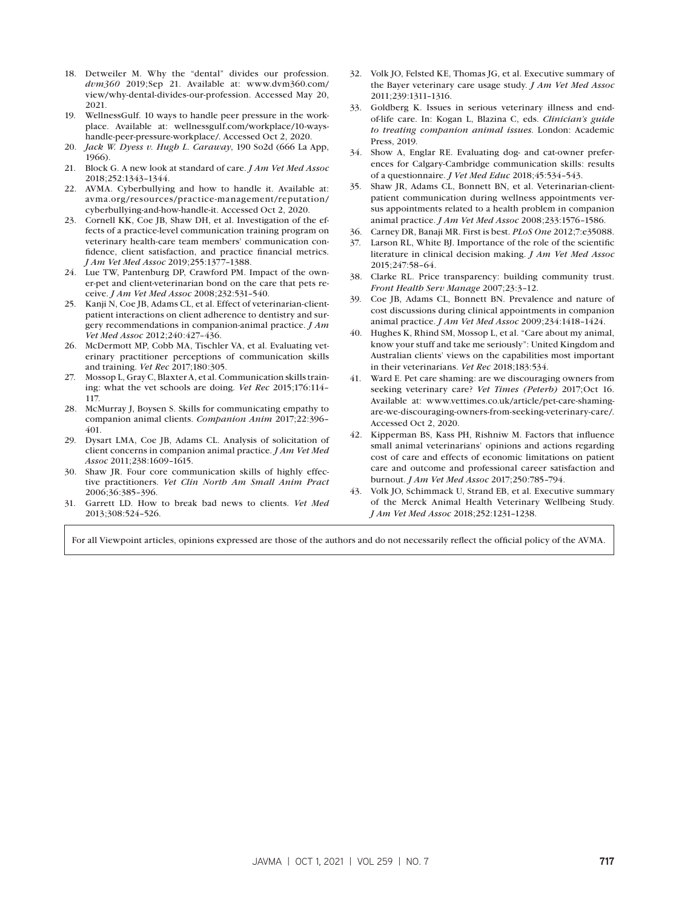18. Detweiler M. Why the "dental" divides our profession. *dvm360* 2019;Sep 21. Available at: www.dvm360.com/view/why-dental-divides-our-profession. Accessed May 20, 2021.
19. WellnessGulf. 10 ways to handle peer pressure in the workplace. Available at: wellnessgulf.com/workplace/10-ways-handle-peer-pressure-workplace/. Accessed Oct 2, 2020.
20. *Jack W. Dyess v. Hugh L. Caraway*, 190 So2d (666 La App, 1966).
21. Block G. A new look at standard of care. *J Am Vet Med Assoc* 2018;252:1343–1344.
22. AVMA. Cyberbullying and how to handle it. Available at: avma.org/resources/practice-management/reputation/cyberbullying-and-how-handle-it. Accessed Oct 2, 2020.
23. Cornell KK, Coe JB, Shaw DH, et al. Investigation of the effects of a practice-level communication training program on veterinary health-care team members' communication confidence, client satisfaction, and practice financial metrics. *J Am Vet Med Assoc* 2019;255:1377–1388.
24. Lue TW, Pantenburg DP, Crawford PM. Impact of the owner-pet and client-veterinarian bond on the care that pets receive. *J Am Vet Med Assoc* 2008;232:531–540.
25. Kanji N, Coe JB, Adams CL, et al. Effect of veterinarian-client-patient interactions on client adherence to dentistry and surgery recommendations in companion-animal practice. *J Am Vet Med Assoc* 2012;240:427–436.
26. McDermott MP, Cobb MA, Tischler VA, et al. Evaluating veterinary practitioner perceptions of communication skills and training. *Vet Rec* 2017;180:305.
27. Mossop L, Gray C, Blaxter A, et al. Communication skills training: what the vet schools are doing. *Vet Rec* 2015;176:114–117.
28. McMurray J, Boysen S. Skills for communicating empathy to companion animal clients. *Companion Anim* 2017;22:396–401.
29. Dysart LMA, Coe JB, Adams CL. Analysis of solicitation of client concerns in companion animal practice. *J Am Vet Med Assoc* 2011;238:1609–1615.
30. Shaw JR. Four core communication skills of highly effective practitioners. *Vet Clin North Am Small Anim Pract* 2006;36:385–396.
31. Garrett LD. How to break bad news to clients. *Vet Med* 2013;308:524–526.
32. Volk JO, Felsted KE, Thomas JG, et al. Executive summary of the Bayer veterinary care usage study. *J Am Vet Med Assoc* 2011;239:1311–1316.
33. Goldberg K. Issues in serious veterinary illness and end-of-life care. In: Kogan L, Blazina C, eds. *Clinician's guide to treating companion animal issues*. London: Academic Press, 2019.
34. Show A, Englar RE. Evaluating dog- and cat-owner preferences for Calgary-Cambridge communication skills: results of a questionnaire. *J Vet Med Educ* 2018;45:534–543.
35. Shaw JR, Adams CL, Bonnett BN, et al. Veterinarian-client-patient communication during wellness appointments versus appointments related to a health problem in companion animal practice. *J Am Vet Med Assoc* 2008;233:1576–1586.
36. Carney DR, Banaji MR. First is best. *PLoS One* 2012;7:e35088.
37. Larson RL, White BJ. Importance of the role of the scientific literature in clinical decision making. *J Am Vet Med Assoc* 2015;247:58–64.
38. Clarke RL. Price transparency: building community trust. *Front Health Serv Manage* 2007;23:3–12.
39. Coe JB, Adams CL, Bonnett BN. Prevalence and nature of cost discussions during clinical appointments in companion animal practice. *J Am Vet Med Assoc* 2009;234:1418–1424.
40. Hughes K, Rhind SM, Mossop L, et al. "Care about my animal, know your stuff and take me seriously": United Kingdom and Australian clients' views on the capabilities most important in their veterinarians. *Vet Rec* 2018;183:534.
41. Ward E. Pet care shaming: are we discouraging owners from seeking veterinary care? *Vet Times (Peterb)* 2017;Oct 16. Available at: www.vettimes.co.uk/article/pet-care-shaming-are-we-discouraging-owners-from-seeking-veterinary-care/. Accessed Oct 2, 2020.
42. Kipperman BS, Kass PH, Rishniw M. Factors that influence small animal veterinarians' opinions and actions regarding cost of care and effects of economic limitations on patient care and outcome and professional career satisfaction and burnout. *J Am Vet Med Assoc* 2017;250:785–794.
43. Volk JO, Schimmack U, Strand EB, et al. Executive summary of the Merck Animal Health Veterinary Wellbeing Study. *J Am Vet Med Assoc* 2018;252:1231–1238.

For all Viewpoint articles, opinions expressed are those of the authors and do not necessarily reflect the official policy of the AVMA.